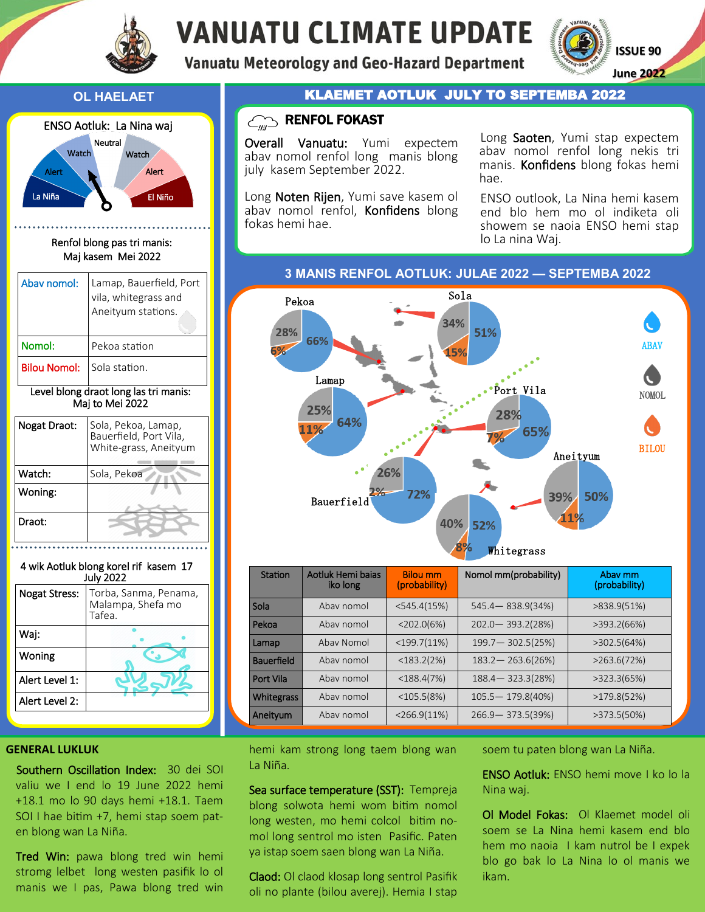# VANUATU CLIMATE UPDATE

Vanuatu Meteorology and Geo-Hazard Department

ISSUE 90

June 2022

## OL HAELAET

ENSO Aotluk: La Nina waj

La Niña | Alert | Watch | Neutral | Watch | Alert | El Niño

Renfol blong pas tri manis: Maj kasem Mei 2022

| | |
|---|---|
| Abav nomol: | Lamap, Bauerfield, Port vila, whitegrass and Aneityum stations. |
| Nomol: | Pekoa station |
| Bilou Nomol: | Sola station. |

Level blong draot long las tri manis: Maj to Mei 2022

| | |
|---|---|
| Nogat Draot: | Sola, Pekoa, Lamap, Bauerfield, Port Vila, White-grass, Aneityum |
| Watch: | Sola, Pekoa |
| Woning: | |
| Draot: | |

4 wik Aotluk blong korel rif kasem 17 July 2022

| | |
|---|---|
| Nogat Stress: | Torba, Sanma, Penama, Malampa, Shefa mo Tafea. |
| Waj: | |
| Woning | |
| Alert Level 1: | |
| Alert Level 2: | |

## KLAEMET AOTLUK JULY TO SEPTEMBA 2022

### RENFOL FOKAST

**Overall Vanuatu:** Yumi expectem abav nomol renfol long manis blong july kasem September 2022.

Long **Noten Rijen**, Yumi save kasem ol abav nomol renfol, **Konfidens** blong fokas hemi hae.

Long **Saoten**, Yumi stap expectem abav nomol renfol long nekis tri manis. **Konfidens** blong fokas hemi hae.

ENSO outlook, La Nina hemi kasem end blo hem mo ol indiketa oli showem se naoia ENSO hemi stap lo La nina Waj.

### 3 MANIS RENFOL AOTLUK: JULAE 2022 — SEPTEMBA 2022

ABAV | NOMOL | BILOU

- Sola: 51% abav, 34% nomol, 15% bilou
- Pekoa: 66% abav, 28% nomol, 6% bilou
- Lamap: 64% abav, 25% nomol, 11% bilou
- Port Vila: 65% abav, 28% nomol, 7% bilou
- Bauerfield: 72% abav, 26% nomol, 2% bilou
- Whitegrass: 52% abav, 40% nomol, 8% bilou
- Aneityum: 50% abav, 39% nomol, 11% bilou

| Station | Aotluk Hemi baias iko long | Bilou mm (probability) | Nomol mm(probability) | Abav mm (probability) |
|---|---|---|---|---|
| Sola | Abav nomol | <545.4(15%) | 545.4— 838.9(34%) | >838.9(51%) |
| Pekoa | Abav nomol | <202.0(6%) | 202.0— 393.2(28%) | >393.2(66%) |
| Lamap | Abav Nomol | <199.7(11%) | 199.7— 302.5(25%) | >302.5(64%) |
| Bauerfield | Abav nomol | <183.2(2%) | 183.2— 263.6(26%) | >263.6(72%) |
| Port Vila | Abav nomol | <188.4(7%) | 188.4— 323.3(28%) | >323.3(65%) |
| Whitegrass | Abav nomol | <105.5(8%) | 105.5— 179.8(40%) | >179.8(52%) |
| Aneityum | Abav nomol | <266.9(11%) | 266.9— 373.5(39%) | >373.5(50%) |

## GENERAL LUKLUK

**Southern Oscillation Index:** 30 dei SOI valiu we I end lo 19 June 2022 hemi +18.1 mo lo 90 days hemi +18.1. Taem SOI I hae bitim +7, hemi stap soem paten blong wan La Niña.

**Tred Win:** pawa blong tred win hemi stromg lelbet long westen pasifik lo ol manis we I pas, Pawa blong tred win hemi kam strong long taem blong wan La Niña.

**Sea surface temperature (SST):** Tempreja blong solwota hemi wom bitim nomol long westen, mo hemi colcol bitim nomol long sentrol mo isten Pasific. Paten ya istap soem saen blong wan La Niña.

**Claod:** Ol claod klosap long sentrol Pasifik oli no plante (bilou averej). Hemia I stap soem tu paten blong wan La Niña.

**ENSO Aotluk:** ENSO hemi move I ko lo la Nina waj.

**Ol Model Fokas:** Ol Klaemet model oli soem se La Nina hemi kasem end blo hem mo naoia I kam nutrol be I expek blo go bak lo La Nina lo ol manis we ikam.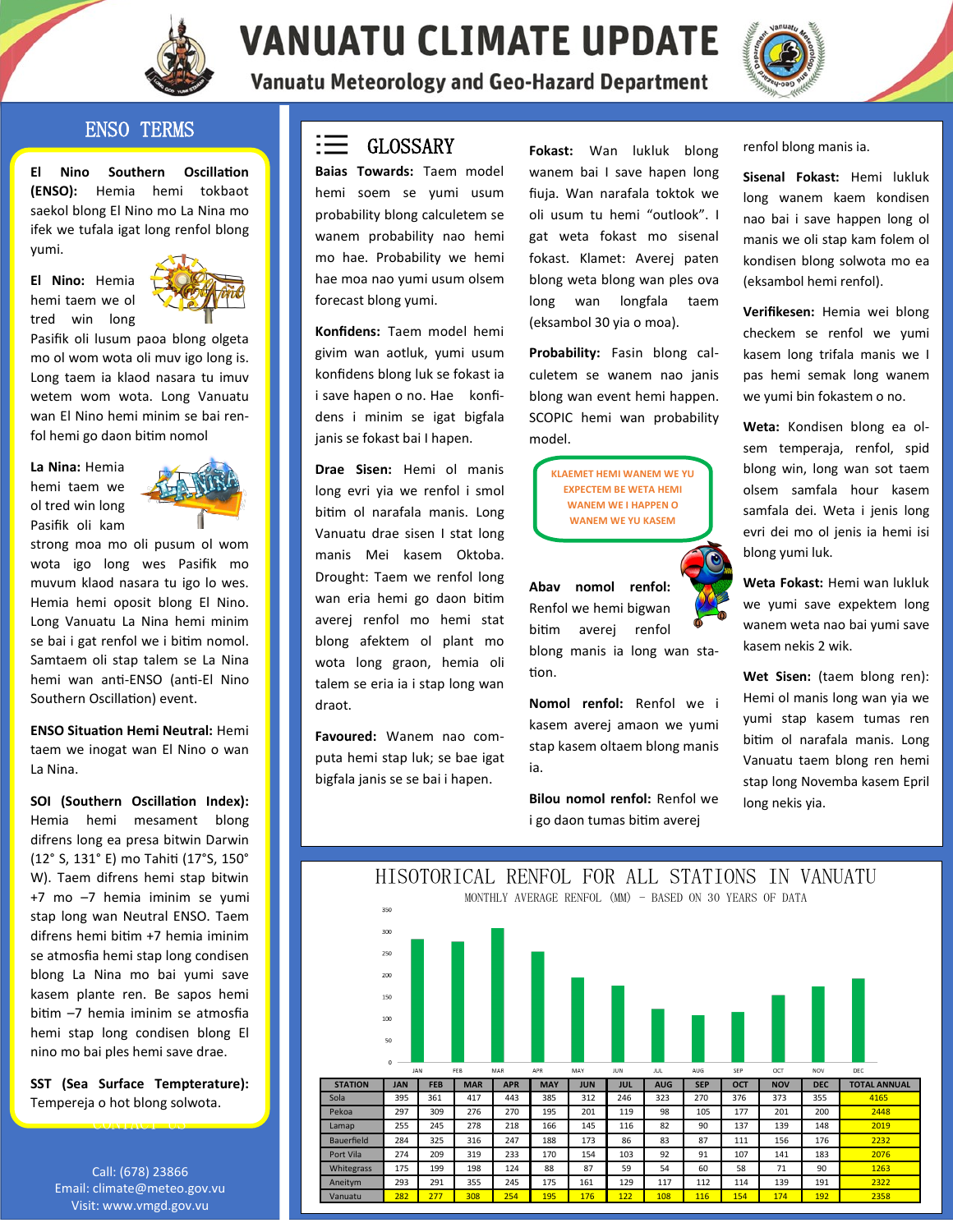# VANUATU CLIMATE UPDATE

**Vanuatu Meteorology and Geo-Hazard Department**

## ENSO TERMS

**El Nino Southern Oscillation (ENSO):** Hemia hemi tokbaot saekol blong El Nino mo La Nina mo ifek we tufala igat long renfol blong yumi.

**El Nino:** Hemia hemi taem we ol tred win long Pasifik oli lusum paoa blong olgeta mo ol wom wota oli muv igo long is. Long taem ia klaod nasara tu imuv wetem wom wota. Long Vanuatu wan El Nino hemi minim se bai renfol hemi go daon bitim nomol

**La Nina:** Hemia hemi taem we ol tred win long Pasifik oli kam strong moa mo oli pusum ol wom wota igo long wes Pasifik mo muvum klaod nasara tu igo lo wes. Hemia hemi oposit blong El Nino. Long Vanuatu La Nina hemi minim se bai i gat renfol we i bitim nomol. Samtaem oli stap talem se La Nina hemi wan anti-ENSO (anti-El Nino Southern Oscillation) event.

**ENSO Situation Hemi Neutral:** Hemi taem we inogat wan El Nino o wan La Nina.

**SOI (Southern Oscillation Index):** Hemia hemi mesament blong difrens long ea presa bitwin Darwin (12° S, 131° E) mo Tahiti (17°S, 150° W). Taem difrens hemi stap bitwin +7 mo –7 hemia iminim se yumi stap long wan Neutral ENSO. Taem difrens hemi bitim +7 hemia iminim se atmosfia hemi stap long condisen blong La Nina mo bai yumi save kasem plante ren. Be sapos hemi bitim –7 hemia iminim se atmosfia hemi stap long condisen blong El nino mo bai ples hemi save drae.

**SST (Sea Surface Tempterature):** Tempereja o hot blong solwota.

CONTACT US

Call: (678) 23866
Email: climate@meteo.gov.vu
Visit: www.vmgd.gov.vu

## GLOSSARY

**Baias Towards:** Taem model hemi soem se yumi usum probability blong calculetem se wanem probability nao hemi mo hae. Probability we hemi hae moa nao yumi usum olsem forecast blong yumi.

**Konfidens:** Taem model hemi givim wan aotluk, yumi usum konfidens blong luk se fokast ia i save hapen o no. Hae konfidens i minim se igat bigfala janis se fokast bai I hapen.

**Drae Sisen:** Hemi ol manis long evri yia we renfol i smol bitim ol narafala manis. Long Vanuatu drae sisen I stat long manis Mei kasem Oktoba. Drought: Taem we renfol long wan eria hemi go daon bitim averej renfol mo hemi stat blong afektem ol plant mo wota long graon, hemia oli talem se eria ia i stap long wan draot.

**Favoured:** Wanem nao computa hemi stap luk; se bae igat bigfala janis se se bai i hapen.

**Fokast:** Wan lukluk blong wanem bai I save hapen long fiuja. Wan narafala toktok we oli usum tu hemi "outlook". I gat weta fokast mo sisenal fokast. Klamet: Averej paten blong weta blong wan ples ova long wan longfala taem (eksambol 30 yia o moa).

**Probability:** Fasin blong calculetem se wanem nao janis blong wan event hemi happen. SCOPIC hemi wan probability model.

KLAEMET HEMI WANEM WE YU EXPECTEM BE WETA HEMI WANEM WE I HAPPEN O WANEM WE YU KASEM

**Abav nomol renfol:** Renfol we hemi bigwan bitim averej renfol blong manis ia long wan station.

**Nomol renfol:** Renfol we i kasem averej amaon we yumi stap kasem oltaem blong manis ia.

**Bilou nomol renfol:** Renfol we i go daon tumas bitim averej renfol blong manis ia.

**Sisenal Fokast:** Hemi lukluk long wanem kaem kondisen nao bai i save happen long ol manis we oli stap kam folem ol kondisen blong solwota mo ea (eksambol hemi renfol).

**Verifikesen:** Hemia wei blong checkem se renfol we yumi kasem long trifala manis we I pas hemi semak long wanem we yumi bin fokastem o no.

**Weta:** Kondisen blong ea olsem temperaja, renfol, spid blong win, long wan sot taem olsem samfala hour kasem samfala dei. Weta i jenis long evri dei mo ol jenis ia hemi isi blong yumi luk.

**Weta Fokast:** Hemi wan lukluk we yumi save expektem long wanem weta nao bai yumi save kasem nekis 2 wik.

**Wet Sisen:** (taem blong ren): Hemi ol manis long wan yia we yumi stap kasem tumas ren bitim ol narafala manis. Long Vanuatu taem blong ren hemi stap long Novemba kasem Epril long nekis yia.

## HISOTORICAL RENFOL FOR ALL STATIONS IN VANUATU

MONTHLY AVERAGE RENFOL (MM) - BASED ON 30 YEARS OF DATA

350
300
250
200
150
100
50
0
JAN FEB MAR APR MAY JUN JUL AUG SEP OCT NOV DEC

| STATION | JAN | FEB | MAR | APR | MAY | JUN | JUL | AUG | SEP | OCT | NOV | DEC | TOTAL ANNUAL |
|---|---|---|---|---|---|---|---|---|---|---|---|---|---|
| Sola | 395 | 361 | 417 | 443 | 385 | 312 | 246 | 323 | 270 | 376 | 373 | 355 | 4165 |
| Pekoa | 297 | 309 | 276 | 270 | 195 | 201 | 119 | 98 | 105 | 177 | 201 | 200 | 2448 |
| Lamap | 255 | 245 | 278 | 218 | 166 | 145 | 116 | 82 | 90 | 137 | 139 | 148 | 2019 |
| Bauerfield | 284 | 325 | 316 | 247 | 188 | 173 | 86 | 83 | 87 | 111 | 156 | 176 | 2232 |
| Port Vila | 274 | 209 | 319 | 233 | 170 | 154 | 103 | 92 | 91 | 107 | 141 | 183 | 2076 |
| Whitegrass | 175 | 199 | 198 | 124 | 88 | 87 | 59 | 54 | 60 | 58 | 71 | 90 | 1263 |
| Aneityum | 293 | 291 | 355 | 245 | 175 | 161 | 129 | 117 | 112 | 114 | 139 | 191 | 2322 |
| Vanuatu | 282 | 277 | 308 | 254 | 195 | 176 | 122 | 108 | 116 | 154 | 174 | 192 | 2358 |